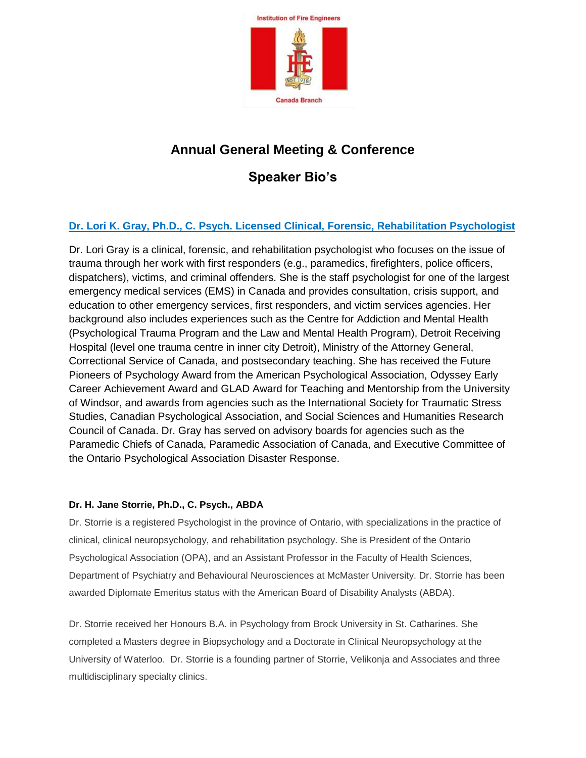Institution of Fire Engineers

Canada Branch

# Annual General Meeting & Conference

## Speaker Bio's

### Dr. Lori K. Gray, Ph.D., C. Psych. Licensed Clinical, Forensic, Rehabilitation Psychologist

Dr. Lori Gray is a clinical, forensic, and rehabilitation psychologist who focuses on the issue of trauma through her work with first responders (e.g., paramedics, firefighters, police officers, dispatchers), victims, and criminal offenders. She is the staff psychologist for one of the largest emergency medical services (EMS) in Canada and provides consultation, crisis support, and education to other emergency services, first responders, and victim services agencies. Her background also includes experiences such as the Centre for Addiction and Mental Health (Psychological Trauma Program and the Law and Mental Health Program), Detroit Receiving Hospital (level one trauma centre in inner city Detroit), Ministry of the Attorney General, Correctional Service of Canada, and postsecondary teaching. She has received the Future Pioneers of Psychology Award from the American Psychological Association, Odyssey Early Career Achievement Award and GLAD Award for Teaching and Mentorship from the University of Windsor, and awards from agencies such as the International Society for Traumatic Stress Studies, Canadian Psychological Association, and Social Sciences and Humanities Research Council of Canada. Dr. Gray has served on advisory boards for agencies such as the Paramedic Chiefs of Canada, Paramedic Association of Canada, and Executive Committee of the Ontario Psychological Association Disaster Response.

**Dr. H. Jane Storrie, Ph.D., C. Psych., ABDA**

Dr. Storrie is a registered Psychologist in the province of Ontario, with specializations in the practice of clinical, clinical neuropsychology, and rehabilitation psychology. She is President of the Ontario Psychological Association (OPA), and an Assistant Professor in the Faculty of Health Sciences, Department of Psychiatry and Behavioural Neurosciences at McMaster University. Dr. Storrie has been awarded Diplomate Emeritus status with the American Board of Disability Analysts (ABDA).

Dr. Storrie received her Honours B.A. in Psychology from Brock University in St. Catharines. She completed a Masters degree in Biopsychology and a Doctorate in Clinical Neuropsychology at the University of Waterloo. Dr. Storrie is a founding partner of Storrie, Velikonja and Associates and three multidisciplinary specialty clinics.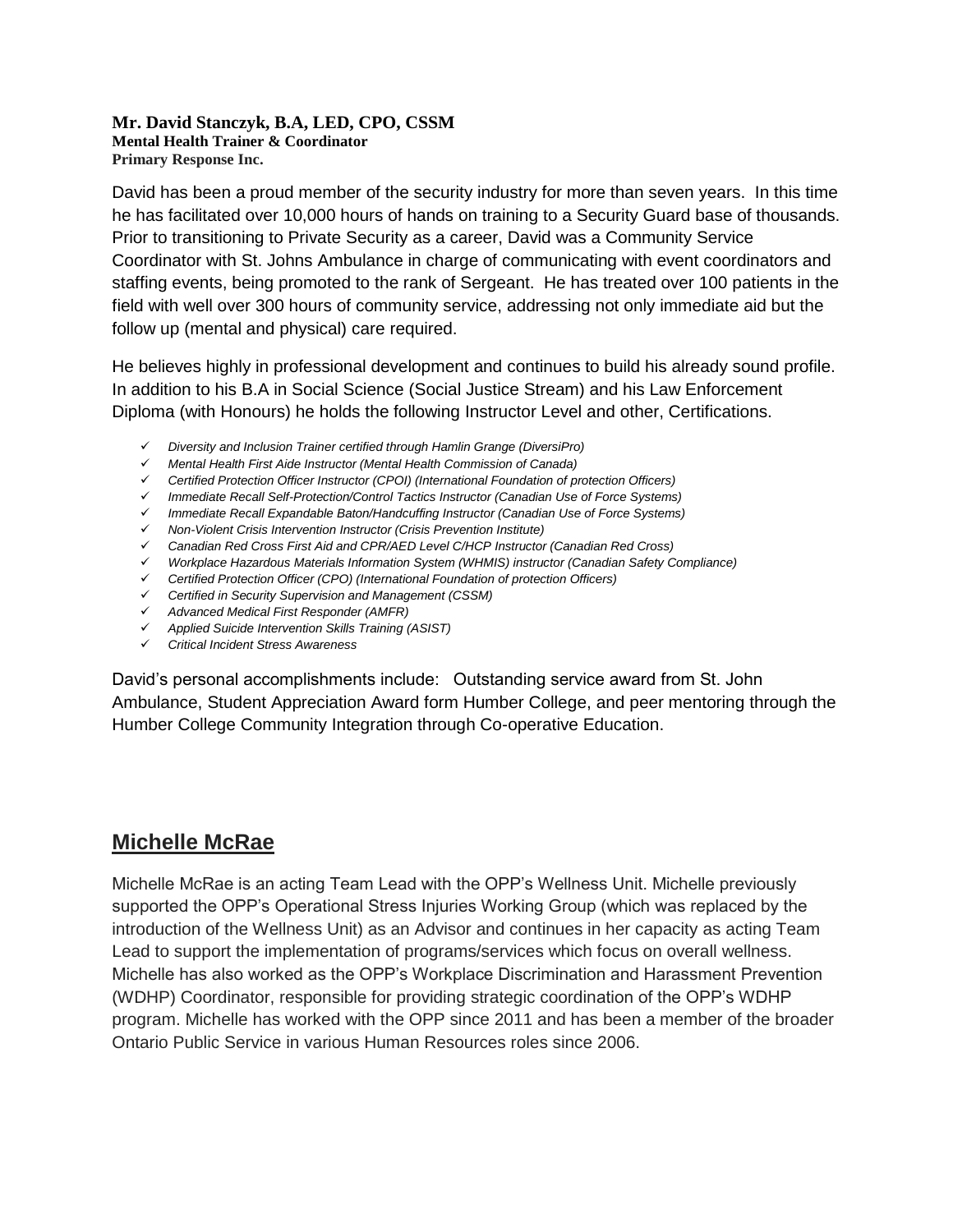**Mr. David Stanczyk, B.A, LED, CPO, CSSM**
**Mental Health Trainer & Coordinator**
**Primary Response Inc.**

David has been a proud member of the security industry for more than seven years. In this time he has facilitated over 10,000 hours of hands on training to a Security Guard base of thousands. Prior to transitioning to Private Security as a career, David was a Community Service Coordinator with St. Johns Ambulance in charge of communicating with event coordinators and staffing events, being promoted to the rank of Sergeant. He has treated over 100 patients in the field with well over 300 hours of community service, addressing not only immediate aid but the follow up (mental and physical) care required.

He believes highly in professional development and continues to build his already sound profile. In addition to his B.A in Social Science (Social Justice Stream) and his Law Enforcement Diploma (with Honours) he holds the following Instructor Level and other, Certifications.

- ✓ *Diversity and Inclusion Trainer certified through Hamlin Grange (DiversiPro)*
- ✓ *Mental Health First Aide Instructor (Mental Health Commission of Canada)*
- ✓ *Certified Protection Officer Instructor (CPOI) (International Foundation of protection Officers)*
- ✓ *Immediate Recall Self-Protection/Control Tactics Instructor (Canadian Use of Force Systems)*
- ✓ *Immediate Recall Expandable Baton/Handcuffing Instructor (Canadian Use of Force Systems)*
- ✓ *Non-Violent Crisis Intervention Instructor (Crisis Prevention Institute)*
- ✓ *Canadian Red Cross First Aid and CPR/AED Level C/HCP Instructor (Canadian Red Cross)*
- ✓ *Workplace Hazardous Materials Information System (WHMIS) instructor (Canadian Safety Compliance)*
- ✓ *Certified Protection Officer (CPO) (International Foundation of protection Officers)*
- ✓ *Certified in Security Supervision and Management (CSSM)*
- ✓ *Advanced Medical First Responder (AMFR)*
- ✓ *Applied Suicide Intervention Skills Training (ASIST)*
- ✓ *Critical Incident Stress Awareness*

David's personal accomplishments include: Outstanding service award from St. John Ambulance, Student Appreciation Award form Humber College, and peer mentoring through the Humber College Community Integration through Co-operative Education.

## Michelle McRae

Michelle McRae is an acting Team Lead with the OPP's Wellness Unit. Michelle previously supported the OPP's Operational Stress Injuries Working Group (which was replaced by the introduction of the Wellness Unit) as an Advisor and continues in her capacity as acting Team Lead to support the implementation of programs/services which focus on overall wellness. Michelle has also worked as the OPP's Workplace Discrimination and Harassment Prevention (WDHP) Coordinator, responsible for providing strategic coordination of the OPP's WDHP program. Michelle has worked with the OPP since 2011 and has been a member of the broader Ontario Public Service in various Human Resources roles since 2006.